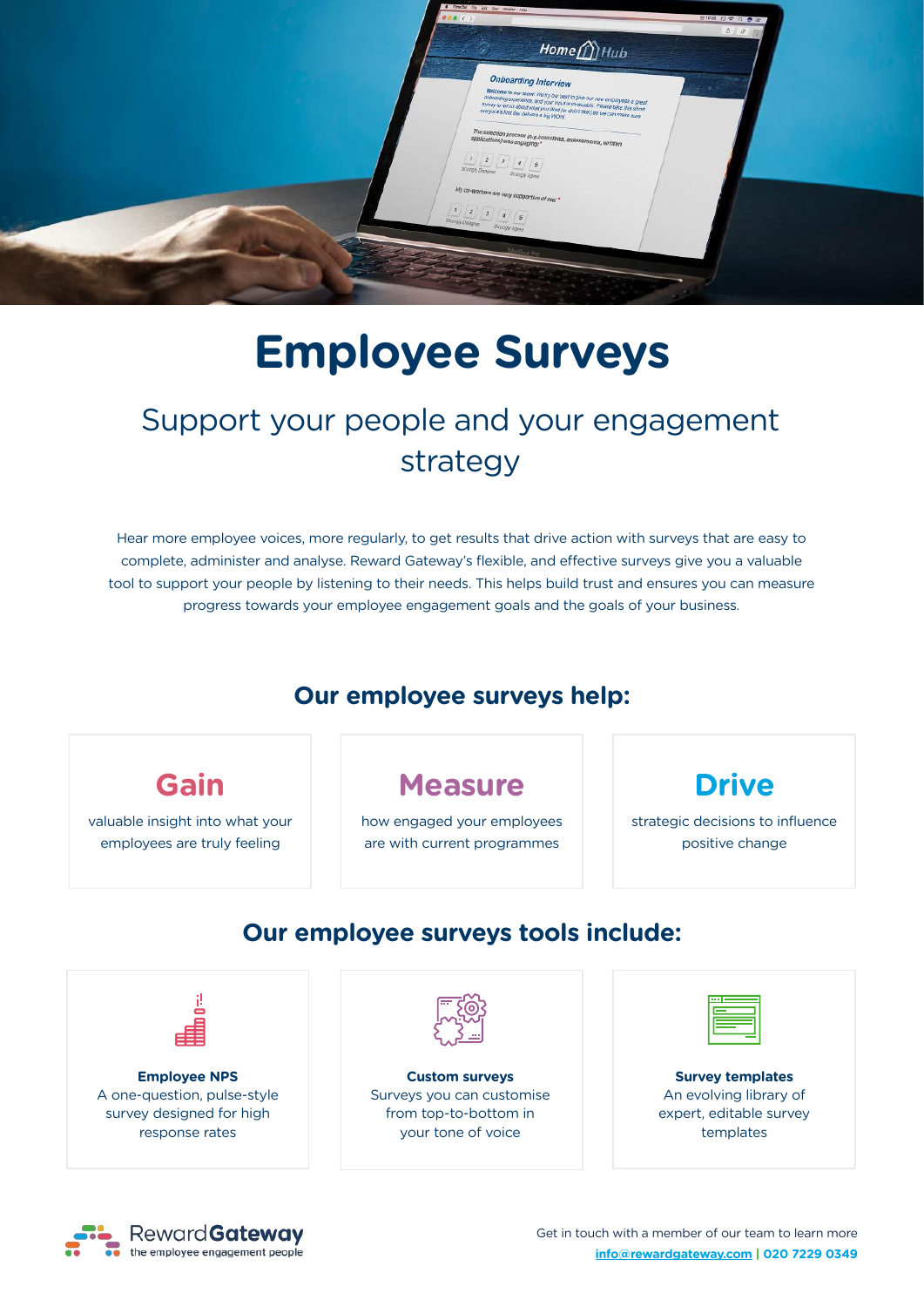# Employee Surveys

## Support your people and your engagement strategy

Hear more employee voices, more regularly, to get results that drive action with surveys that are easy to complete, administer and analyse. Reward Gateway's flexible, and effective surveys give you a valuable tool to support your people by listening to their needs. This helps build trust and ensures you can measure progress towards your employee engagement goals and the goals of your business.

## Our employee surveys help:

### Gain

valuable insight into what your employees are truly feeling

### Measure

how engaged your employees are with current programmes

### Drive

strategic decisions to influence positive change

## Our employee surveys tools include:

**Employee NPS**
A one-question, pulse-style survey designed for high response rates

**Custom surveys**
Surveys you can customise from top-to-bottom in your tone of voice

**Survey templates**
An evolving library of expert, editable survey templates

RewardGateway
the employee engagement people

Get in touch with a member of our team to learn more
info@rewardgateway.com | 020 7229 0349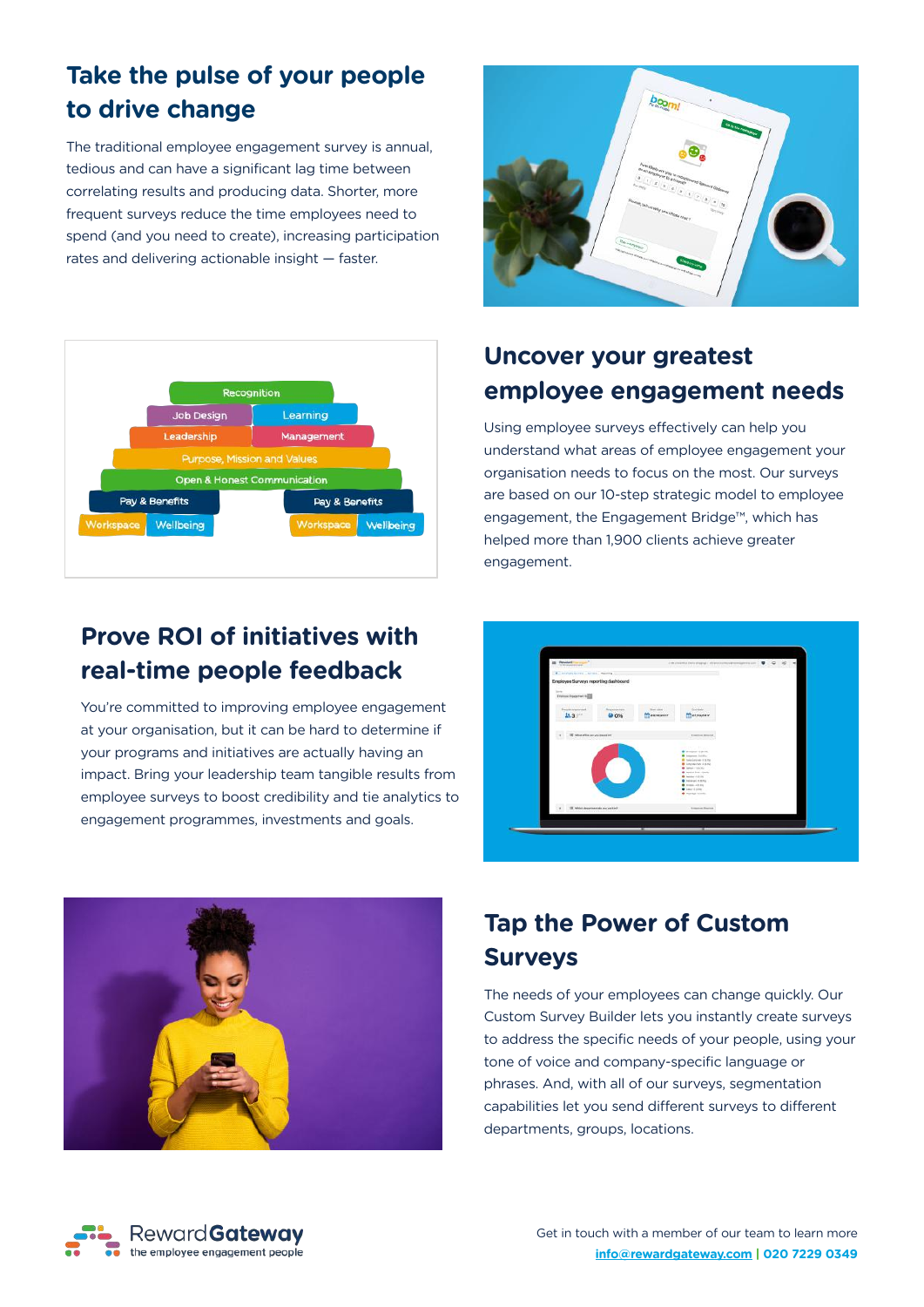## Take the pulse of your people to drive change

The traditional employee engagement survey is annual, tedious and can have a significant lag time between correlating results and producing data. Shorter, more frequent surveys reduce the time employees need to spend (and you need to create), increasing participation rates and delivering actionable insight — faster.

Recognition
Job Design
Learning
Leadership
Management
Purpose, Mission and Values
Open & Honest Communication
Pay & Benefits
Pay & Benefits
Workspace
Wellbeing
Workspace
Wellbeing

## Uncover your greatest employee engagement needs

Using employee surveys effectively can help you understand what areas of employee engagement your organisation needs to focus on the most. Our surveys are based on our 10-step strategic model to employee engagement, the Engagement Bridge™, which has helped more than 1,900 clients achieve greater engagement.

## Prove ROI of initiatives with real-time people feedback

You're committed to improving employee engagement at your organisation, but it can be hard to determine if your programs and initiatives are actually having an impact. Bring your leadership team tangible results from employee surveys to boost credibility and tie analytics to engagement programmes, investments and goals.

## Tap the Power of Custom Surveys

The needs of your employees can change quickly. Our Custom Survey Builder lets you instantly create surveys to address the specific needs of your people, using your tone of voice and company-specific language or phrases. And, with all of our surveys, segmentation capabilities let you send different surveys to different departments, groups, locations.

RewardGateway
the employee engagement people

Get in touch with a member of our team to learn more
info@rewardgateway.com | 020 7229 0349